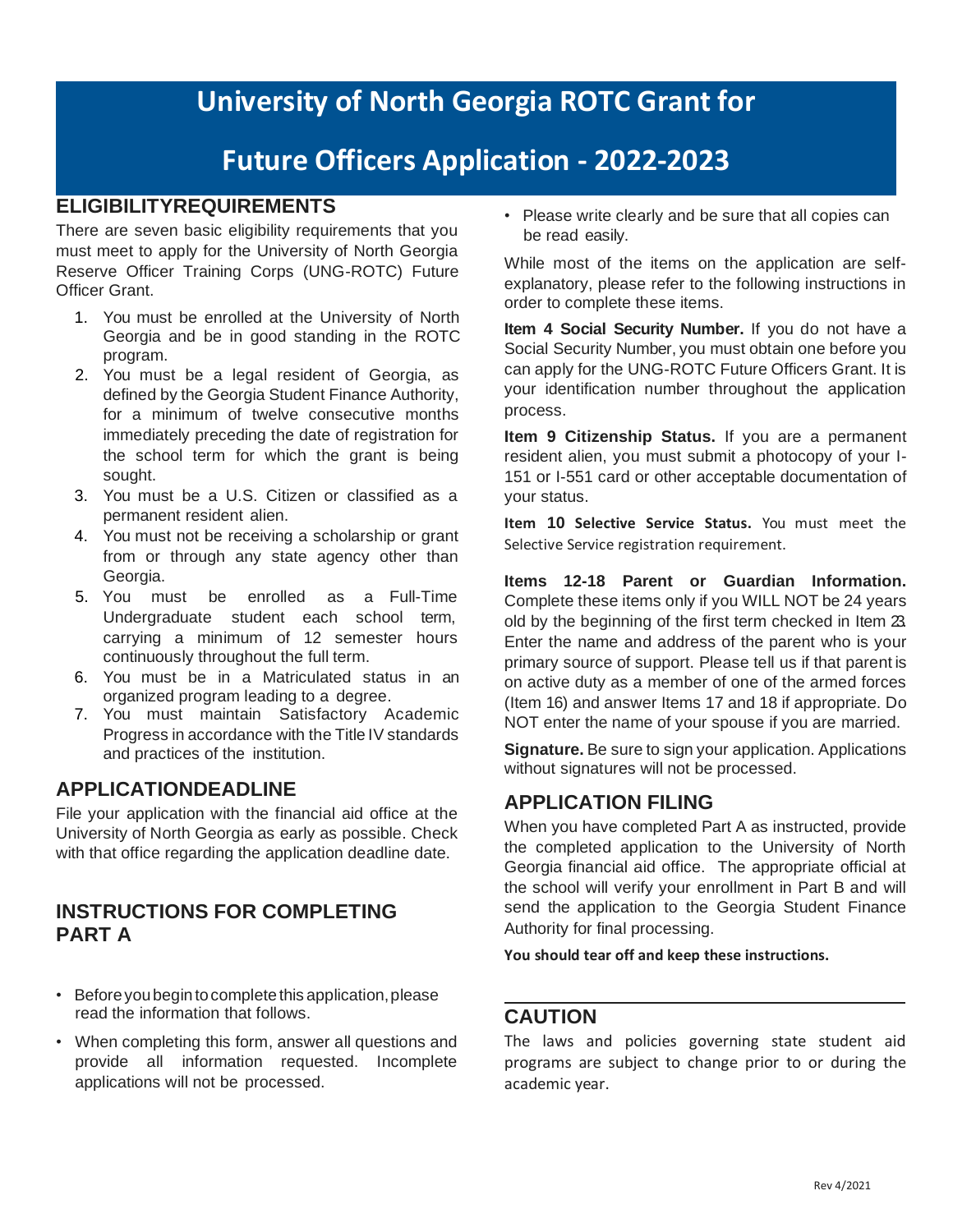# University of North Georgia ROTC Grant for Future Officers Application - 2022-2023

## ELIGIBILITYREQUIREMENTS

There are seven basic eligibility requirements that you must meet to apply for the University of North Georgia Reserve Officer Training Corps (UNG-ROTC) Future Officer Grant.

1. You must be enrolled at the University of North Georgia and be in good standing in the ROTC program.
2. You must be a legal resident of Georgia, as defined by the Georgia Student Finance Authority, for a minimum of twelve consecutive months immediately preceding the date of registration for the school term for which the grant is being sought.
3. You must be a U.S. Citizen or classified as a permanent resident alien.
4. You must not be receiving a scholarship or grant from or through any state agency other than Georgia.
5. You must be enrolled as a Full-Time Undergraduate student each school term, carrying a minimum of 12 semester hours continuously throughout the full term.
6. You must be in a Matriculated status in an organized program leading to a degree.
7. You must maintain Satisfactory Academic Progress in accordance with the Title IV standards and practices of the institution.

## APPLICATIONDEADLINE

File your application with the financial aid office at the University of North Georgia as early as possible. Check with that office regarding the application deadline date.

## INSTRUCTIONS FOR COMPLETING PART A

- Before you begin to complete this application, please read the information that follows.
- When completing this form, answer all questions and provide all information requested. Incomplete applications will not be processed.
- Please write clearly and be sure that all copies can be read easily.

While most of the items on the application are self-explanatory, please refer to the following instructions in order to complete these items.

**Item 4 Social Security Number.** If you do not have a Social Security Number, you must obtain one before you can apply for the UNG-ROTC Future Officers Grant. It is your identification number throughout the application process.

**Item 9 Citizenship Status.** If you are a permanent resident alien, you must submit a photocopy of your I-151 or I-551 card or other acceptable documentation of your status.

**Item 10 Selective Service Status.** You must meet the Selective Service registration requirement.

**Items 12-18 Parent or Guardian Information.** Complete these items only if you WILL NOT be 24 years old by the beginning of the first term checked in Item 23. Enter the name and address of the parent who is your primary source of support. Please tell us if that parent is on active duty as a member of one of the armed forces (Item 16) and answer Items 17 and 18 if appropriate. Do NOT enter the name of your spouse if you are married.

**Signature.** Be sure to sign your application. Applications without signatures will not be processed.

## APPLICATION FILING

When you have completed Part A as instructed, provide the completed application to the University of North Georgia financial aid office. The appropriate official at the school will verify your enrollment in Part B and will send the application to the Georgia Student Finance Authority for final processing.

**You should tear off and keep these instructions.**

## CAUTION

The laws and policies governing state student aid programs are subject to change prior to or during the academic year.

Rev 4/2021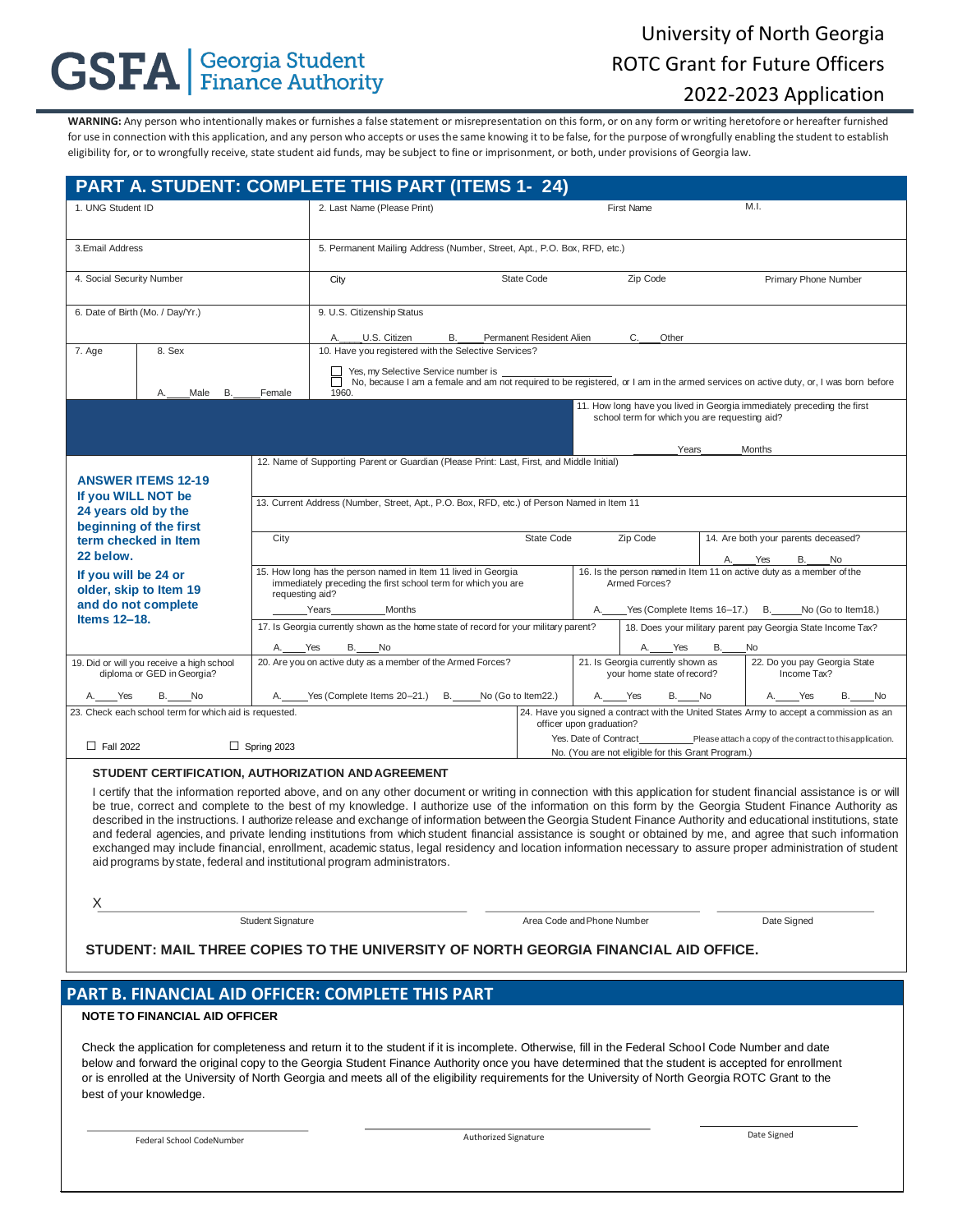GSFA | Georgia Student Finance Authority

# University of North Georgia ROTC Grant for Future Officers 2022-2023 Application

**WARNING:** Any person who intentionally makes or furnishes a false statement or misrepresentation on this form, or on any form or writing heretofore or hereafter furnished for use in connection with this application, and any person who accepts or uses the same knowing it to be false, for the purpose of wrongfully enabling the student to establish eligibility for, or to wrongfully receive, state student aid funds, may be subject to fine or imprisonment, or both, under provisions of Georgia law.

## PART A. STUDENT: COMPLETE THIS PART (ITEMS 1- 24)

1. UNG Student ID

2. Last Name (Please Print) | First Name | M.I.

3. Email Address

5. Permanent Mailing Address (Number, Street, Apt., P.O. Box, RFD, etc.)

4. Social Security Number

City | State Code | Zip Code | Primary Phone Number

6. Date of Birth (Mo. / Day/Yr.)

9. U.S. Citizenship Status
A.\_\_\_\_U.S. Citizen B.\_\_\_\_Permanent Resident Alien C.\_\_\_\_Other

7. Age

8. Sex
A.\_\_\_\_Male B.\_\_\_\_Female

10. Have you registered with the Selective Services?
☐ Yes, my Selective Service number is \_\_\_\_\_\_\_\_\_\_\_\_\_\_\_\_
☐ No, because I am a female and am not required to be registered, or I am in the armed services on active duty, or, I was born before 1960.

11. How long have you lived in Georgia immediately preceding the first school term for which you are requesting aid?
\_\_\_\_\_\_\_\_Years\_\_\_\_\_\_\_\_Months

**ANSWER ITEMS 12-19 If you WILL NOT be 24 years old by the beginning of the first term checked in Item 22 below.**

**If you will be 24 or older, skip to Item 19 and do not complete Items 12–18.**

12. Name of Supporting Parent or Guardian (Please Print: Last, First, and Middle Initial)

13. Current Address (Number, Street, Apt., P.O. Box, RFD, etc.) of Person Named in Item 11

City | State Code | Zip Code

14. Are both your parents deceased?
A.\_\_\_\_Yes B.\_\_\_\_No

15. How long has the person named in Item 11 lived in Georgia immediately preceding the first school term for which you are requesting aid?
\_\_\_\_\_\_\_\_Years\_\_\_\_\_\_\_\_Months

16. Is the person named in Item 11 on active duty as a member of the Armed Forces?
A.\_\_\_\_Yes (Complete Items 16–17.) B.\_\_\_\_No (Go to Item18.)

17. Is Georgia currently shown as the home state of record for your military parent?
A.\_\_\_\_Yes B.\_\_\_\_No

18. Does your military parent pay Georgia State Income Tax?
A.\_\_\_\_Yes B.\_\_\_\_No

19. Did or will you receive a high school diploma or GED in Georgia?
A.\_\_\_\_Yes B.\_\_\_\_No

20. Are you on active duty as a member of the Armed Forces?
A.\_\_\_\_Yes (Complete Items 20–21.) B.\_\_\_\_No (Go to Item22.)

21. Is Georgia currently shown as your home state of record?
A.\_\_\_\_Yes B.\_\_\_\_No

22. Do you pay Georgia State Income Tax?
A.\_\_\_\_Yes B.\_\_\_\_No

23. Check each school term for which aid is requested.
☐ Fall 2022 ☐ Spring 2023

24. Have you signed a contract with the United States Army to accept a commission as an officer upon graduation?
Yes. Date of Contract\_\_\_\_\_\_\_\_\_\_ Please attach a copy of the contract to this application.
No. (You are not eligible for this Grant Program.)

### STUDENT CERTIFICATION, AUTHORIZATION AND AGREEMENT

I certify that the information reported above, and on any other document or writing in connection with this application for student financial assistance is or will be true, correct and complete to the best of my knowledge. I authorize use of the information on this form by the Georgia Student Finance Authority as described in the instructions. I authorize release and exchange of information between the Georgia Student Finance Authority and educational institutions, state and federal agencies, and private lending institutions from which student financial assistance is sought or obtained by me, and agree that such information exchanged may include financial, enrollment, academic status, legal residency and location information necessary to assure proper administration of student aid programs by state, federal and institutional program administrators.

X\_\_\_\_\_\_\_\_\_\_\_\_\_\_\_\_\_\_\_\_\_\_\_\_\_\_\_\_\_\_ \_\_\_\_\_\_\_\_\_\_\_\_\_\_\_\_\_\_\_\_ \_\_\_\_\_\_\_\_\_\_\_\_\_\_\_\_
Student Signature | Area Code and Phone Number | Date Signed

**STUDENT: MAIL THREE COPIES TO THE UNIVERSITY OF NORTH GEORGIA FINANCIAL AID OFFICE.**

## PART B. FINANCIAL AID OFFICER: COMPLETE THIS PART

**NOTE TO FINANCIAL AID OFFICER**

Check the application for completeness and return it to the student if it is incomplete. Otherwise, fill in the Federal School Code Number and date below and forward the original copy to the Georgia Student Finance Authority once you have determined that the student is accepted for enrollment or is enrolled at the University of North Georgia and meets all of the eligibility requirements for the University of North Georgia ROTC Grant to the best of your knowledge.

\_\_\_\_\_\_\_\_\_\_\_\_\_\_\_\_\_\_\_\_ \_\_\_\_\_\_\_\_\_\_\_\_\_\_\_\_\_\_\_\_ \_\_\_\_\_\_\_\_\_\_\_\_\_\_\_\_
Federal School CodeNumber | Authorized Signature | Date Signed